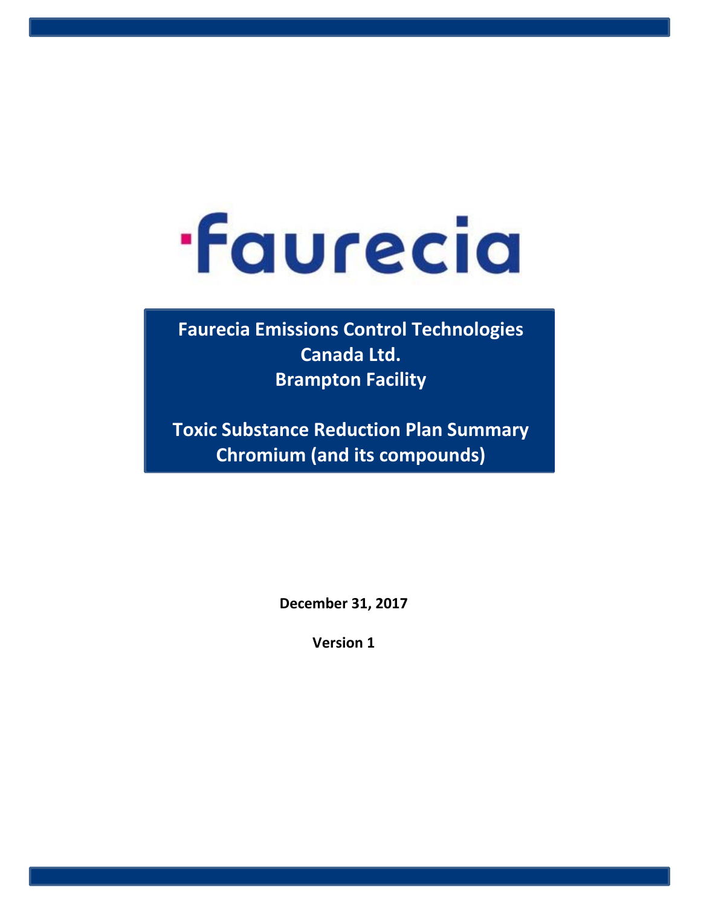faurecia

# Faurecia Emissions Control Technologies Canada Ltd.
# Brampton Facility

# Toxic Substance Reduction Plan Summary
# Chromium (and its compounds)

**December 31, 2017**

**Version 1**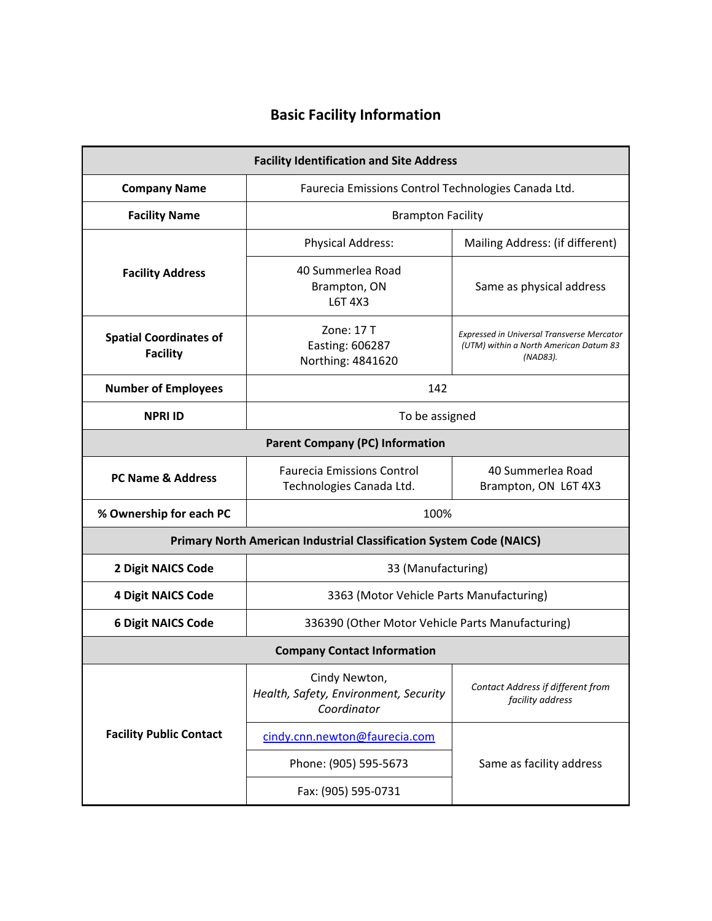# Basic Facility Information

| Facility Identification and Site Address | | |
|---|---|---|
| **Company Name** | Faurecia Emissions Control Technologies Canada Ltd. | |
| **Facility Name** | Brampton Facility | |
| **Facility Address** | Physical Address: | Mailing Address: (if different) |
| | 40 Summerlea Road<br>Brampton, ON<br>L6T 4X3 | Same as physical address |
| **Spatial Coordinates of Facility** | Zone: 17 T<br>Easting: 606287<br>Northing: 4841620 | *Expressed in Universal Transverse Mercator (UTM) within a North American Datum 83 (NAD83).* |
| **Number of Employees** | 142 | |
| **NPRI ID** | To be assigned | |
| **Parent Company (PC) Information** | | |
| **PC Name & Address** | Faurecia Emissions Control Technologies Canada Ltd. | 40 Summerlea Road<br>Brampton, ON L6T 4X3 |
| **% Ownership for each PC** | 100% | |
| **Primary North American Industrial Classification System Code (NAICS)** | | |
| **2 Digit NAICS Code** | 33 (Manufacturing) | |
| **4 Digit NAICS Code** | 3363 (Motor Vehicle Parts Manufacturing) | |
| **6 Digit NAICS Code** | 336390 (Other Motor Vehicle Parts Manufacturing) | |
| **Company Contact Information** | | |
| **Facility Public Contact** | Cindy Newton,<br>*Health, Safety, Environment, Security Coordinator* | *Contact Address if different from facility address* |
| | cindy.cnn.newton@faurecia.com | Same as facility address |
| | Phone: (905) 595-5673 | |
| | Fax: (905) 595-0731 | |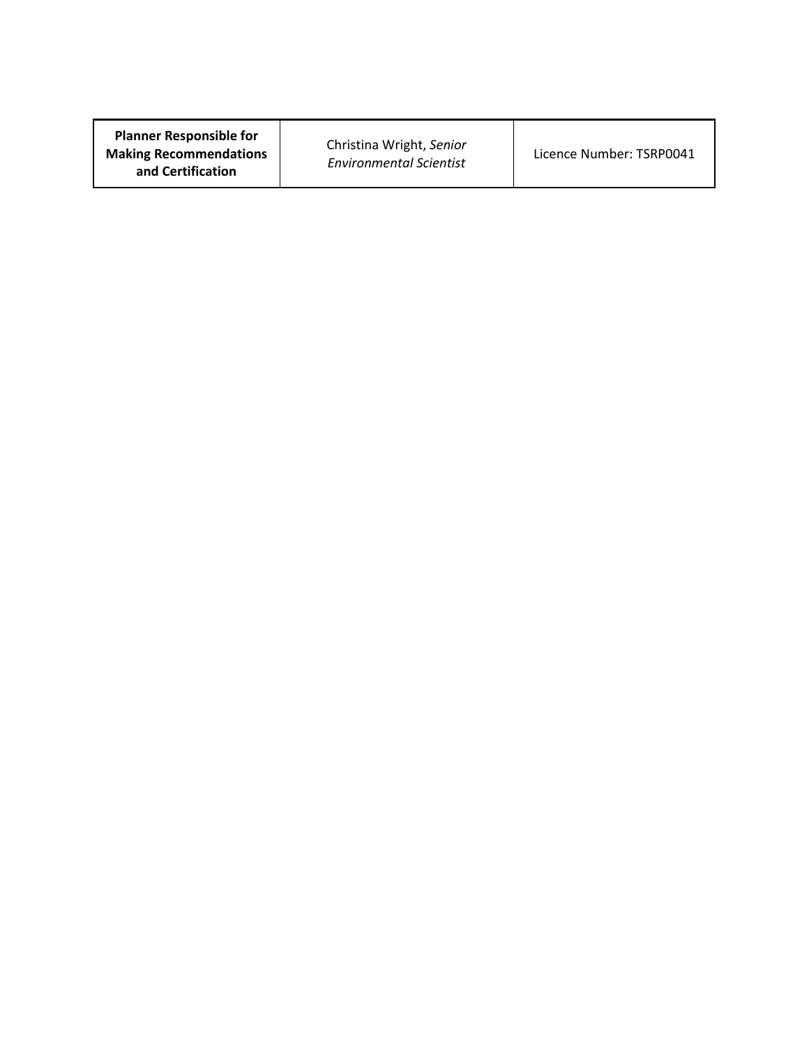| **Planner Responsible for Making Recommendations and Certification** | Christina Wright, *Senior Environmental Scientist* | Licence Number: TSRP0041 |
|---|---|---|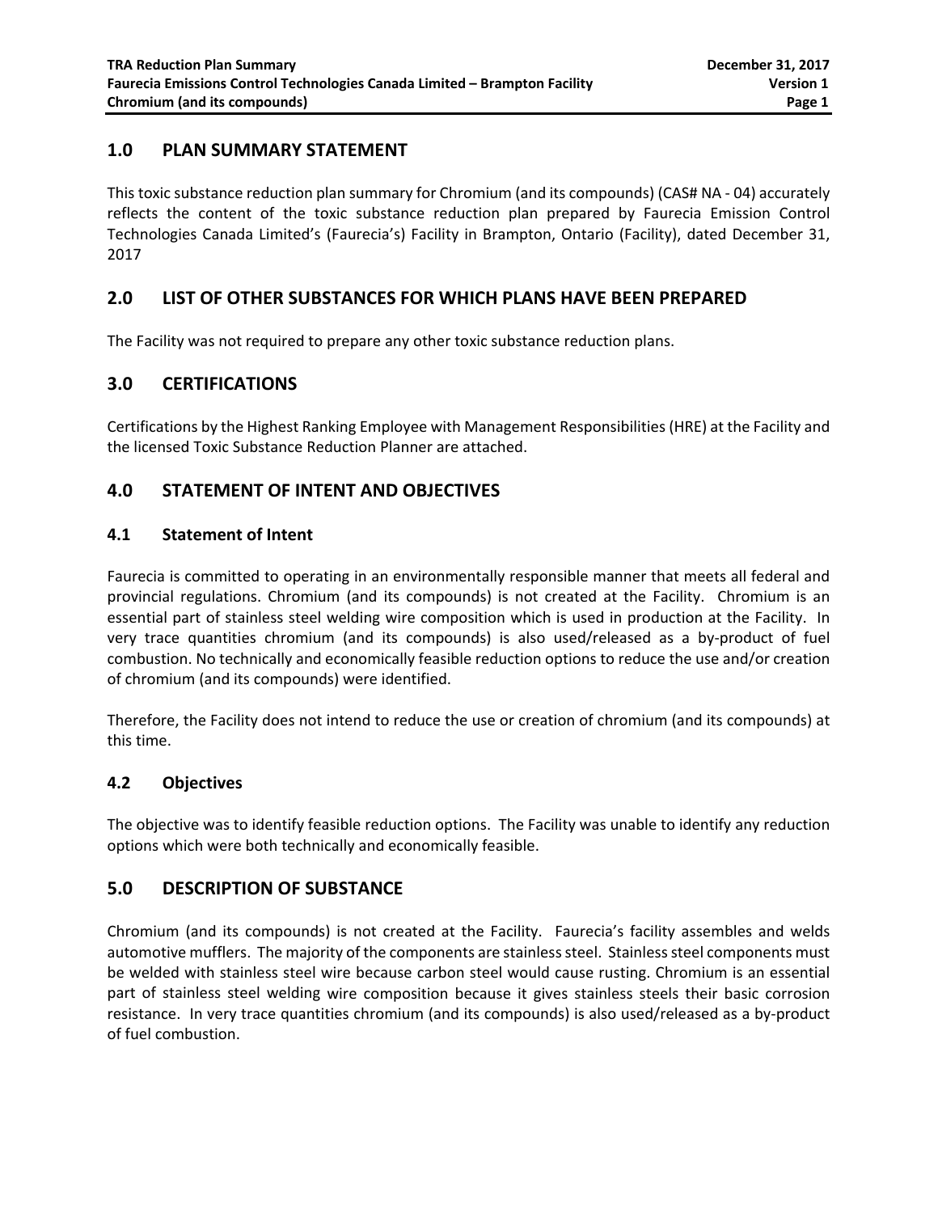## 1.0 PLAN SUMMARY STATEMENT

This toxic substance reduction plan summary for Chromium (and its compounds) (CAS# NA - 04) accurately reflects the content of the toxic substance reduction plan prepared by Faurecia Emission Control Technologies Canada Limited's (Faurecia's) Facility in Brampton, Ontario (Facility), dated December 31, 2017

## 2.0 LIST OF OTHER SUBSTANCES FOR WHICH PLANS HAVE BEEN PREPARED

The Facility was not required to prepare any other toxic substance reduction plans.

## 3.0 CERTIFICATIONS

Certifications by the Highest Ranking Employee with Management Responsibilities (HRE) at the Facility and the licensed Toxic Substance Reduction Planner are attached.

## 4.0 STATEMENT OF INTENT AND OBJECTIVES

### 4.1 Statement of Intent

Faurecia is committed to operating in an environmentally responsible manner that meets all federal and provincial regulations. Chromium (and its compounds) is not created at the Facility. Chromium is an essential part of stainless steel welding wire composition which is used in production at the Facility. In very trace quantities chromium (and its compounds) is also used/released as a by-product of fuel combustion. No technically and economically feasible reduction options to reduce the use and/or creation of chromium (and its compounds) were identified.

Therefore, the Facility does not intend to reduce the use or creation of chromium (and its compounds) at this time.

### 4.2 Objectives

The objective was to identify feasible reduction options. The Facility was unable to identify any reduction options which were both technically and economically feasible.

## 5.0 DESCRIPTION OF SUBSTANCE

Chromium (and its compounds) is not created at the Facility. Faurecia's facility assembles and welds automotive mufflers. The majority of the components are stainless steel. Stainless steel components must be welded with stainless steel wire because carbon steel would cause rusting. Chromium is an essential part of stainless steel welding wire composition because it gives stainless steels their basic corrosion resistance. In very trace quantities chromium (and its compounds) is also used/released as a by-product of fuel combustion.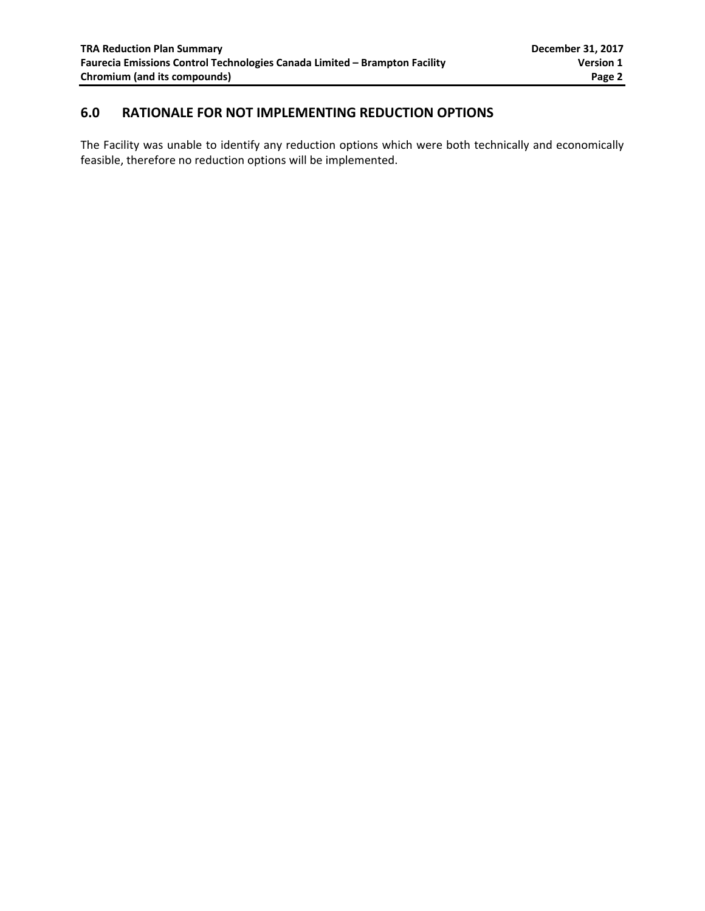## 6.0 RATIONALE FOR NOT IMPLEMENTING REDUCTION OPTIONS

The Facility was unable to identify any reduction options which were both technically and economically feasible, therefore no reduction options will be implemented.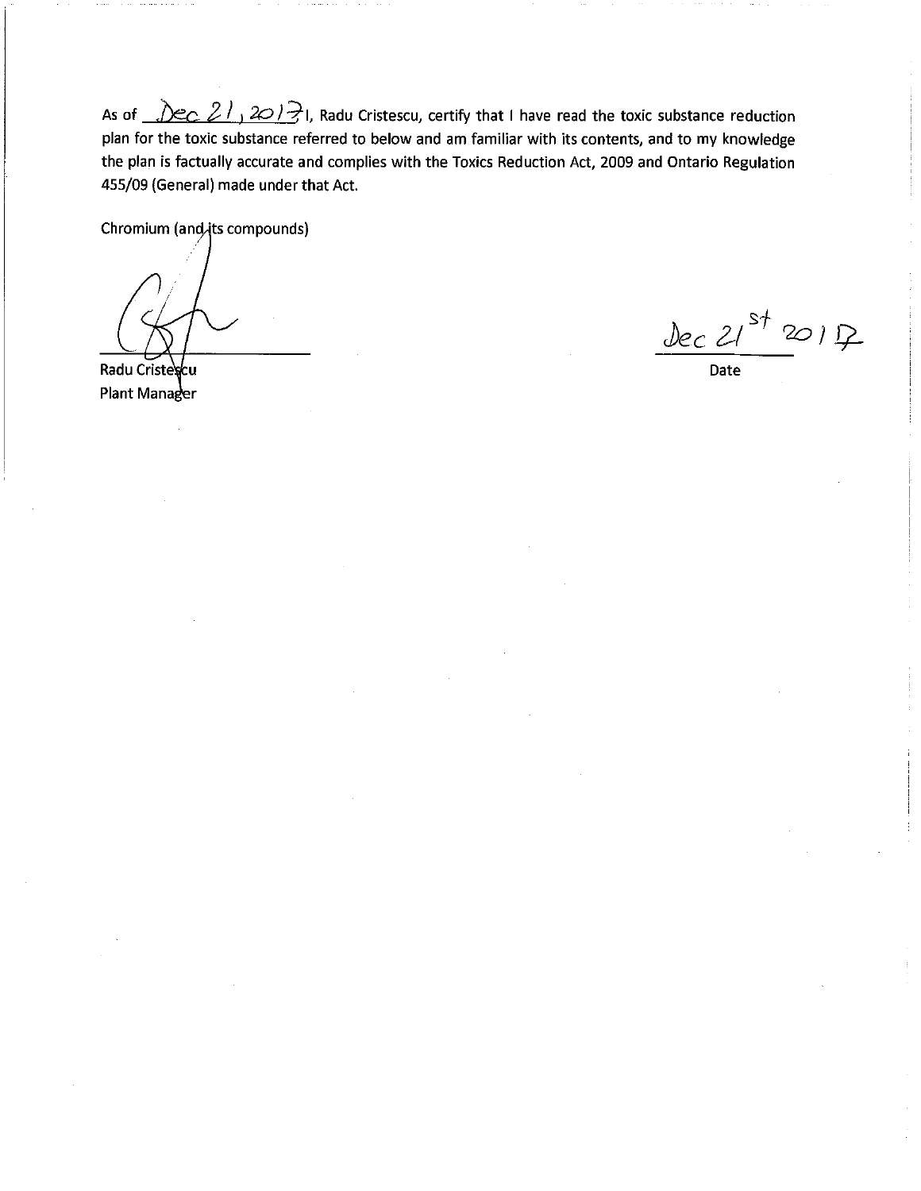As of Dec 21, 2017 I, Radu Cristescu, certify that I have read the toxic substance reduction plan for the toxic substance referred to below and am familiar with its contents, and to my knowledge the plan is factually accurate and complies with the Toxics Reduction Act, 2009 and Ontario Regulation 455/09 (General) made under that Act.

Chromium (and its compounds)

Radu Cristescu
Plant Manager

Dec 21st 2017
Date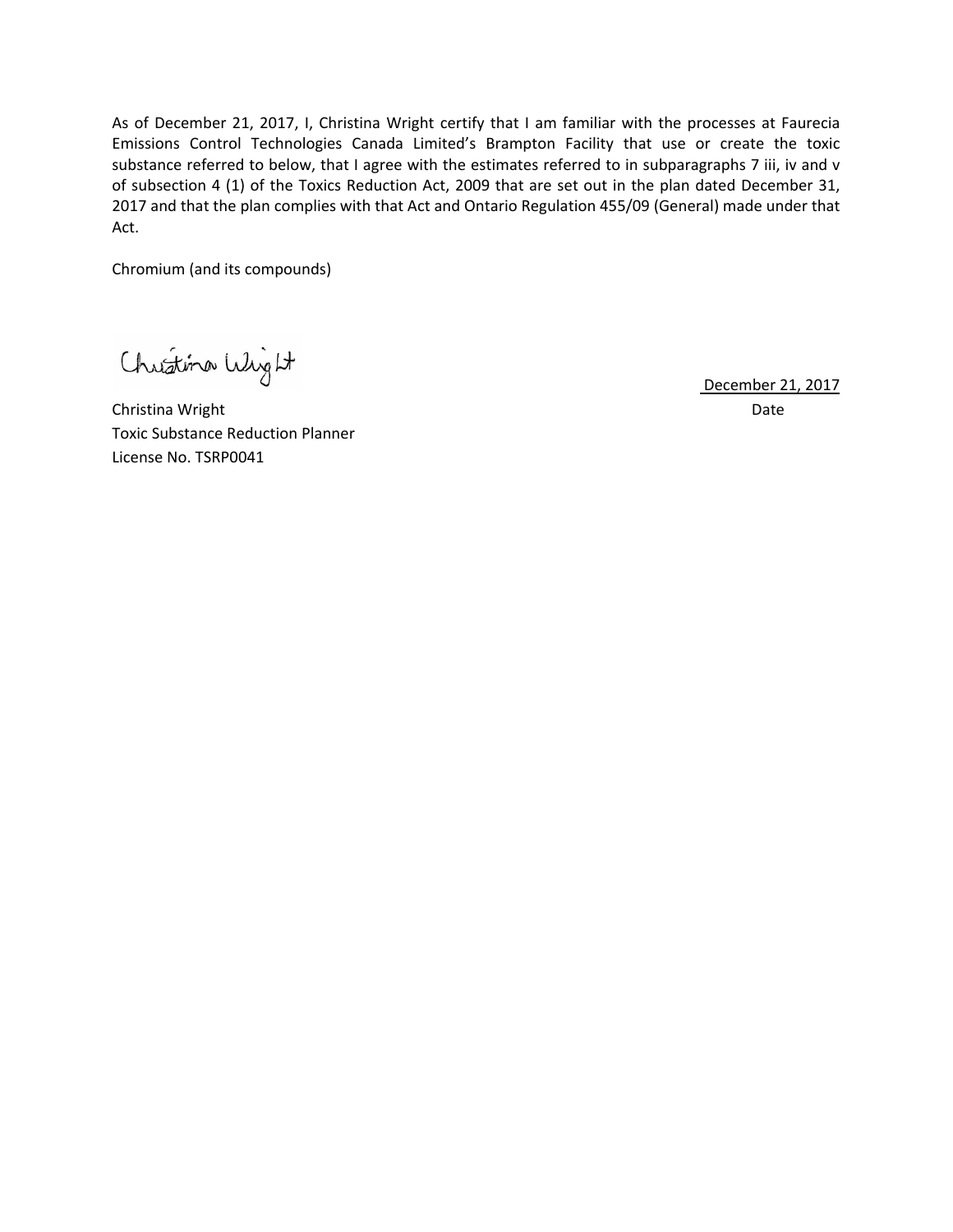As of December 21, 2017, I, Christina Wright certify that I am familiar with the processes at Faurecia Emissions Control Technologies Canada Limited's Brampton Facility that use or create the toxic substance referred to below, that I agree with the estimates referred to in subparagraphs 7 iii, iv and v of subsection 4 (1) of the Toxics Reduction Act, 2009 that are set out in the plan dated December 31, 2017 and that the plan complies with that Act and Ontario Regulation 455/09 (General) made under that Act.

Chromium (and its compounds)

Christina Wright

December 21, 2017

Christina Wright
Toxic Substance Reduction Planner
License No. TSRP0041

Date